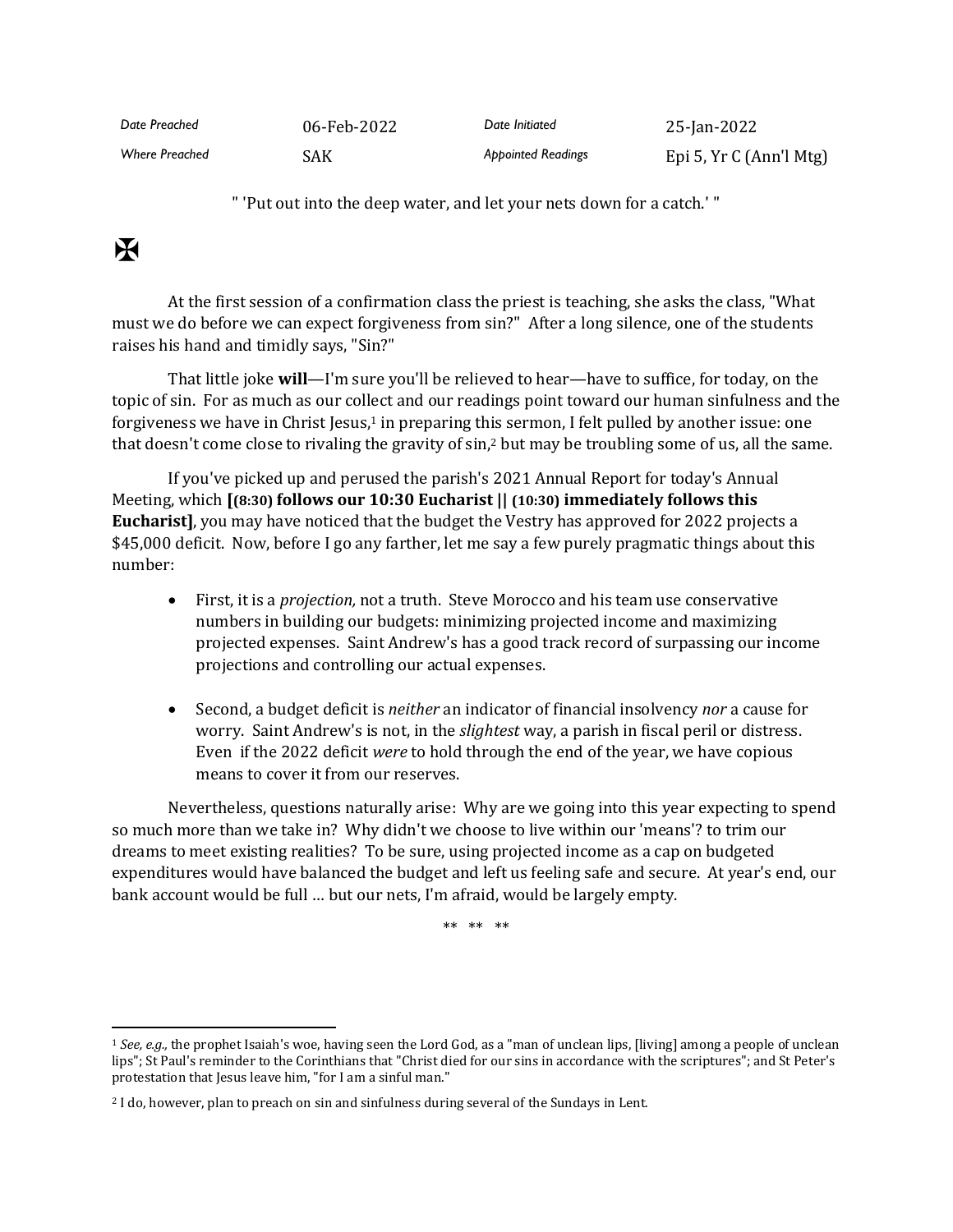| *Date Preached* | 06-Feb-2022 | *Date Initiated* | 25-Jan-2022 |
|---|---|---|---|
| *Where Preached* | SAK | *Appointed Readings* | Epi 5, Yr C (Ann'l Mtg) |

" 'Put out into the deep water, and let your nets down for a catch.' "

✠

At the first session of a confirmation class the priest is teaching, she asks the class, "What must we do before we can expect forgiveness from sin?" After a long silence, one of the students raises his hand and timidly says, "Sin?"

That little joke **will**—I'm sure you'll be relieved to hear—have to suffice, for today, on the topic of sin. For as much as our collect and our readings point toward our human sinfulness and the forgiveness we have in Christ Jesus,[1] in preparing this sermon, I felt pulled by another issue: one that doesn't come close to rivaling the gravity of sin,[2] but may be troubling some of us, all the same.

If you've picked up and perused the parish's 2021 Annual Report for today's Annual Meeting, which **[(8:30) follows our 10:30 Eucharist || (10:30) immediately follows this Eucharist]**, you may have noticed that the budget the Vestry has approved for 2022 projects a $45,000 deficit. Now, before I go any farther, let me say a few purely pragmatic things about this number:

- First, it is a *projection,* not a truth. Steve Morocco and his team use conservative numbers in building our budgets: minimizing projected income and maximizing projected expenses. Saint Andrew's has a good track record of surpassing our income projections and controlling our actual expenses.

- Second, a budget deficit is *neither* an indicator of financial insolvency *nor* a cause for worry. Saint Andrew's is not, in the *slightest* way, a parish in fiscal peril or distress. Even if the 2022 deficit *were* to hold through the end of the year, we have copious means to cover it from our reserves.

Nevertheless, questions naturally arise: Why are we going into this year expecting to spend so much more than we take in? Why didn't we choose to live within our 'means'? to trim our dreams to meet existing realities? To be sure, using projected income as a cap on budgeted expenditures would have balanced the budget and left us feeling safe and secure. At year's end, our bank account would be full … but our nets, I'm afraid, would be largely empty.

\*\* \*\* \*\*

---

[1] *See, e.g.,* the prophet Isaiah's woe, having seen the Lord God, as a "man of unclean lips, [living] among a people of unclean lips"; St Paul's reminder to the Corinthians that "Christ died for our sins in accordance with the scriptures"; and St Peter's protestation that Jesus leave him, "for I am a sinful man."

[2] I do, however, plan to preach on sin and sinfulness during several of the Sundays in Lent.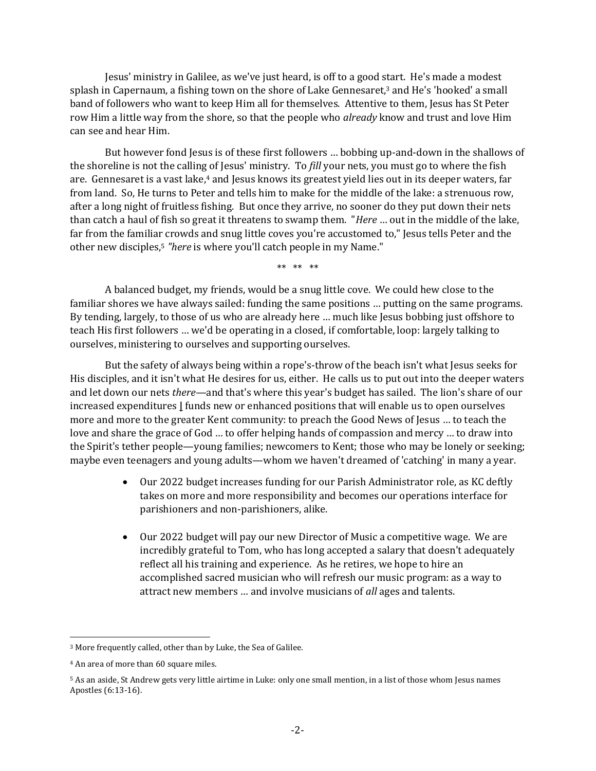Jesus' ministry in Galilee, as we've just heard, is off to a good start. He's made a modest splash in Capernaum, a fishing town on the shore of Lake Gennesaret,[3] and He's 'hooked' a small band of followers who want to keep Him all for themselves. Attentive to them, Jesus has St Peter row Him a little way from the shore, so that the people who *already* know and trust and love Him can see and hear Him.

But however fond Jesus is of these first followers … bobbing up-and-down in the shallows of the shoreline is not the calling of Jesus' ministry. To *fill* your nets, you must go to where the fish are. Gennesaret is a vast lake,[4] and Jesus knows its greatest yield lies out in its deeper waters, far from land. So, He turns to Peter and tells him to make for the middle of the lake: a strenuous row, after a long night of fruitless fishing. But once they arrive, no sooner do they put down their nets than catch a haul of fish so great it threatens to swamp them. "*Here* … out in the middle of the lake, far from the familiar crowds and snug little coves you're accustomed to," Jesus tells Peter and the other new disciples,[5] "*here* is where you'll catch people in my Name."

** ** **

A balanced budget, my friends, would be a snug little cove. We could hew close to the familiar shores we have always sailed: funding the same positions … putting on the same programs. By tending, largely, to those of us who are already here … much like Jesus bobbing just offshore to teach His first followers … we'd be operating in a closed, if comfortable, loop: largely talking to ourselves, ministering to ourselves and supporting ourselves.

But the safety of always being within a rope's-throw of the beach isn't what Jesus seeks for His disciples, and it isn't what He desires for us, either. He calls us to put out into the deeper waters and let down our nets *there*—and that's where this year's budget has sailed. The lion's share of our increased expenditures I funds new or enhanced positions that will enable us to open ourselves more and more to the greater Kent community: to preach the Good News of Jesus … to teach the love and share the grace of God … to offer helping hands of compassion and mercy … to draw into the Spirit's tether people—young families; newcomers to Kent; those who may be lonely or seeking; maybe even teenagers and young adults—whom we haven't dreamed of 'catching' in many a year.

- Our 2022 budget increases funding for our Parish Administrator role, as KC deftly takes on more and more responsibility and becomes our operations interface for parishioners and non-parishioners, alike.

- Our 2022 budget will pay our new Director of Music a competitive wage. We are incredibly grateful to Tom, who has long accepted a salary that doesn't adequately reflect all his training and experience. As he retires, we hope to hire an accomplished sacred musician who will refresh our music program: as a way to attract new members … and involve musicians of *all* ages and talents.

---

[3] More frequently called, other than by Luke, the Sea of Galilee.

[4] An area of more than 60 square miles.

[5] As an aside, St Andrew gets very little airtime in Luke: only one small mention, in a list of those whom Jesus names Apostles (6:13-16).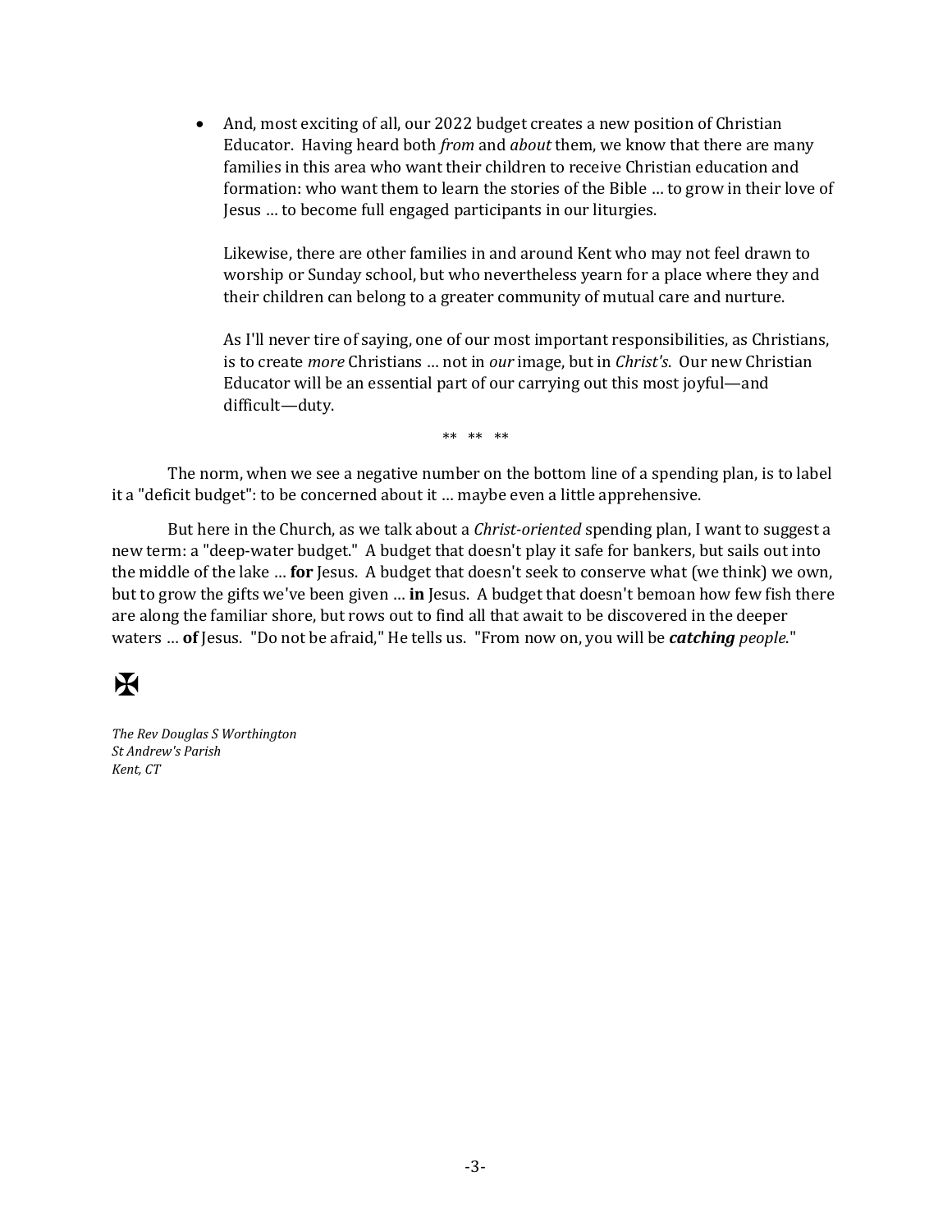- And, most exciting of all, our 2022 budget creates a new position of Christian Educator. Having heard both *from* and *about* them, we know that there are many families in this area who want their children to receive Christian education and formation: who want them to learn the stories of the Bible … to grow in their love of Jesus … to become full engaged participants in our liturgies.

  Likewise, there are other families in and around Kent who may not feel drawn to worship or Sunday school, but who nevertheless yearn for a place where they and their children can belong to a greater community of mutual care and nurture.

  As I'll never tire of saying, one of our most important responsibilities, as Christians, is to create *more* Christians … not in *our* image, but in *Christ's*. Our new Christian Educator will be an essential part of our carrying out this most joyful—and difficult—duty.

** ** **

The norm, when we see a negative number on the bottom line of a spending plan, is to label it a "deficit budget": to be concerned about it … maybe even a little apprehensive.

But here in the Church, as we talk about a *Christ-oriented* spending plan, I want to suggest a new term: a "deep-water budget." A budget that doesn't play it safe for bankers, but sails out into the middle of the lake … **for** Jesus. A budget that doesn't seek to conserve what (we think) we own, but to grow the gifts we've been given … **in** Jesus. A budget that doesn't bemoan how few fish there are along the familiar shore, but rows out to find all that await to be discovered in the deeper waters … **of** Jesus. "Do not be afraid," He tells us. "From now on, you will be ***catching*** *people*."

✠

*The Rev Douglas S Worthington*
*St Andrew's Parish*
*Kent, CT*